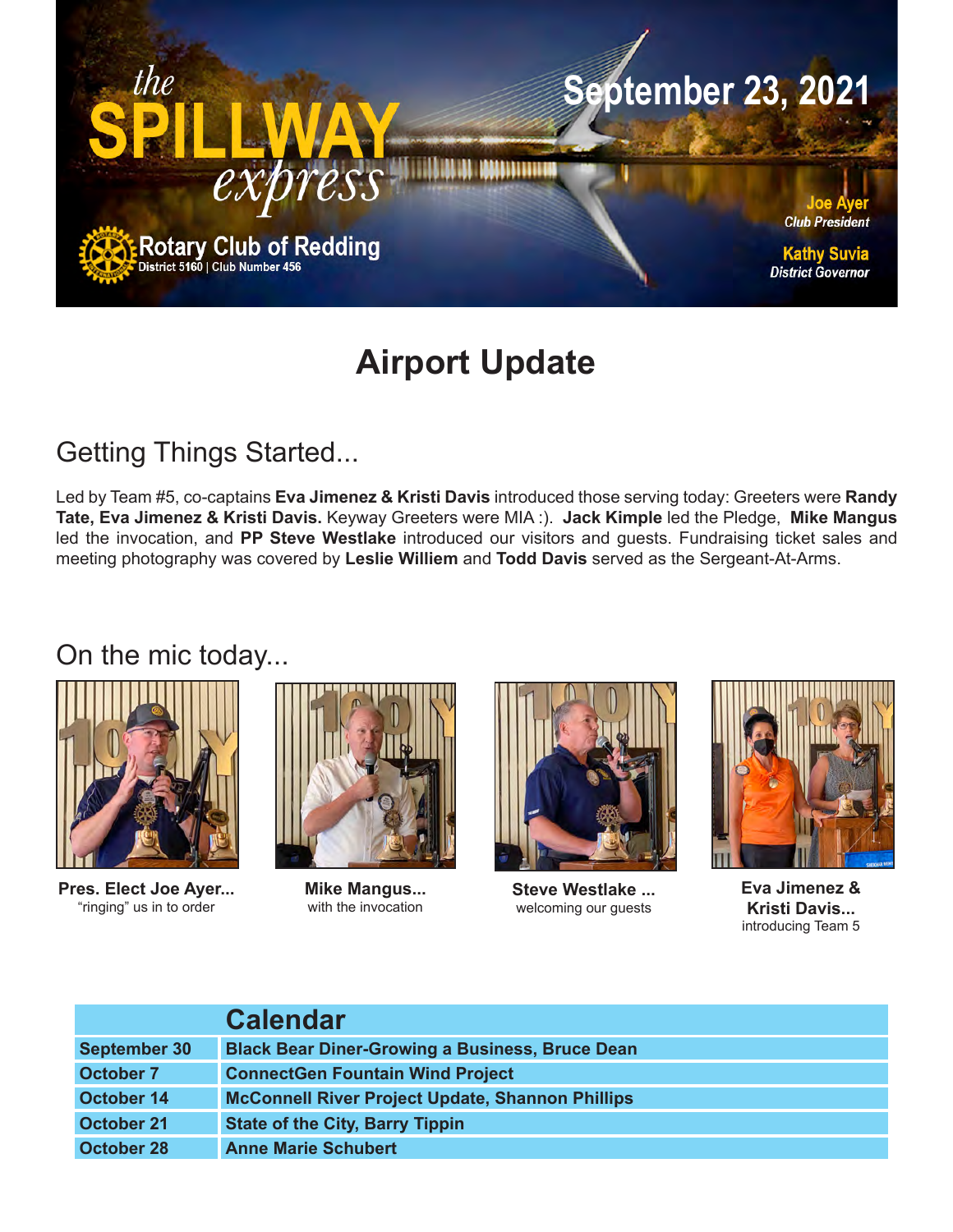# the SPILLWAY express

**Rotary Club of Redding**
District 5160 | Club Number 456

**September 23, 2021**

**Joe Ayer**
*Club President*

**Kathy Suvia**
*District Governor*

# Airport Update

## Getting Things Started...

Led by Team #5, co-captains **Eva Jimenez & Kristi Davis** introduced those serving today: Greeters were **Randy Tate, Eva Jimenez & Kristi Davis.** Keyway Greeters were MIA :). **Jack Kimple** led the Pledge, **Mike Mangus** led the invocation, and **PP Steve Westlake** introduced our visitors and guests. Fundraising ticket sales and meeting photography was covered by **Leslie Williem** and **Todd Davis** served as the Sergeant-At-Arms.

## On the mic today...

**Pres. Elect Joe Ayer...**
"ringing" us in to order

**Mike Mangus...**
with the invocation

**Steve Westlake ...**
welcoming our guests

**Eva Jimenez & Kristi Davis...**
introducing Team 5

| | Calendar |
|---|---|
| September 30 | Black Bear Diner-Growing a Business, Bruce Dean |
| October 7 | ConnectGen Fountain Wind Project |
| October 14 | McConnell River Project Update, Shannon Phillips |
| October 21 | State of the City, Barry Tippin |
| October 28 | Anne Marie Schubert |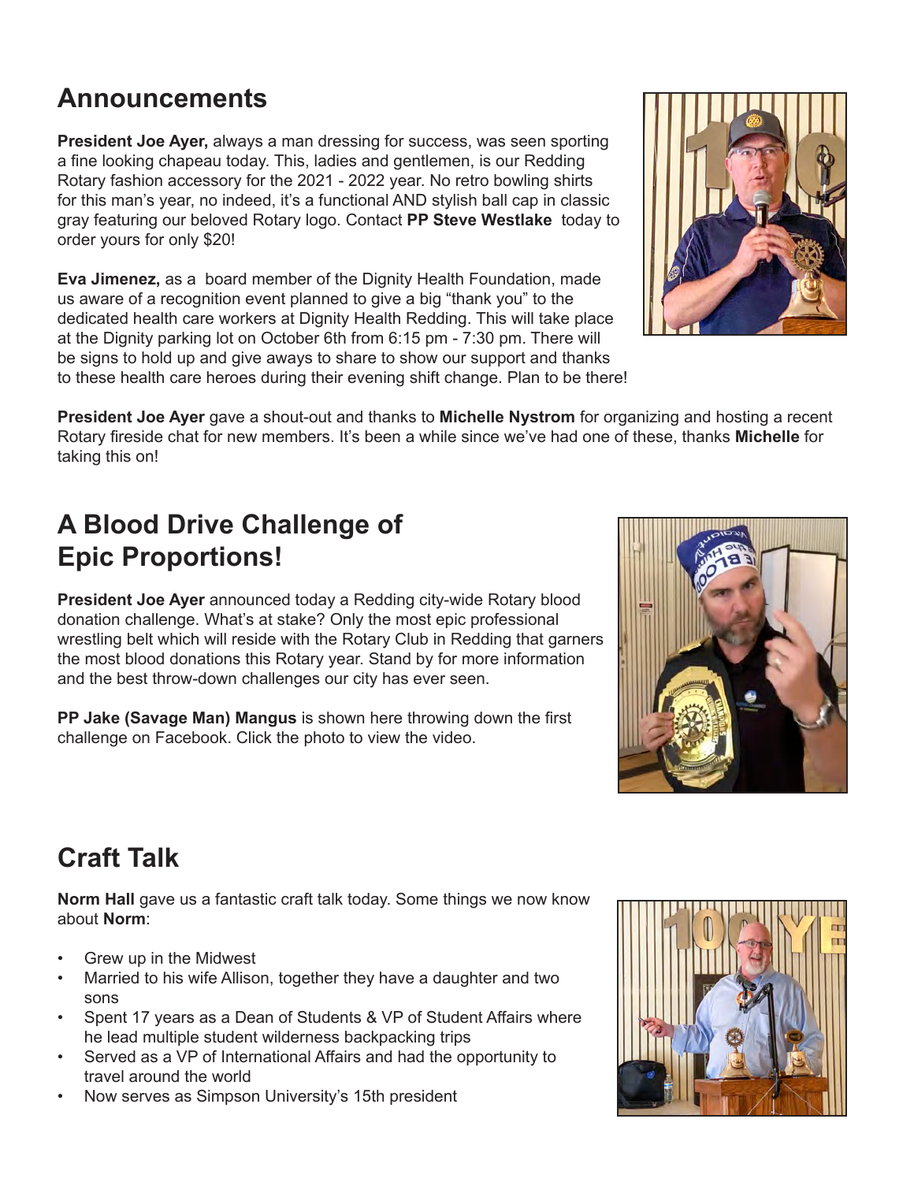## Announcements

**President Joe Ayer,** always a man dressing for success, was seen sporting a fine looking chapeau today. This, ladies and gentlemen, is our Redding Rotary fashion accessory for the 2021 - 2022 year. No retro bowling shirts for this man's year, no indeed, it's a functional AND stylish ball cap in classic gray featuring our beloved Rotary logo. Contact **PP Steve Westlake** today to order yours for only $20!

**Eva Jimenez,** as a board member of the Dignity Health Foundation, made us aware of a recognition event planned to give a big "thank you" to the dedicated health care workers at Dignity Health Redding. This will take place at the Dignity parking lot on October 6th from 6:15 pm - 7:30 pm. There will be signs to hold up and give aways to share to show our support and thanks to these health care heroes during their evening shift change. Plan to be there!

**President Joe Ayer** gave a shout-out and thanks to **Michelle Nystrom** for organizing and hosting a recent Rotary fireside chat for new members. It's been a while since we've had one of these, thanks **Michelle** for taking this on!

## A Blood Drive Challenge of Epic Proportions!

**President Joe Ayer** announced today a Redding city-wide Rotary blood donation challenge. What's at stake? Only the most epic professional wrestling belt which will reside with the Rotary Club in Redding that garners the most blood donations this Rotary year. Stand by for more information and the best throw-down challenges our city has ever seen.

**PP Jake (Savage Man) Mangus** is shown here throwing down the first challenge on Facebook. Click the photo to view the video.

## Craft Talk

**Norm Hall** gave us a fantastic craft talk today. Some things we now know about **Norm**:

- Grew up in the Midwest
- Married to his wife Allison, together they have a daughter and two sons
- Spent 17 years as a Dean of Students & VP of Student Affairs where he lead multiple student wilderness backpacking trips
- Served as a VP of International Affairs and had the opportunity to travel around the world
- Now serves as Simpson University's 15th president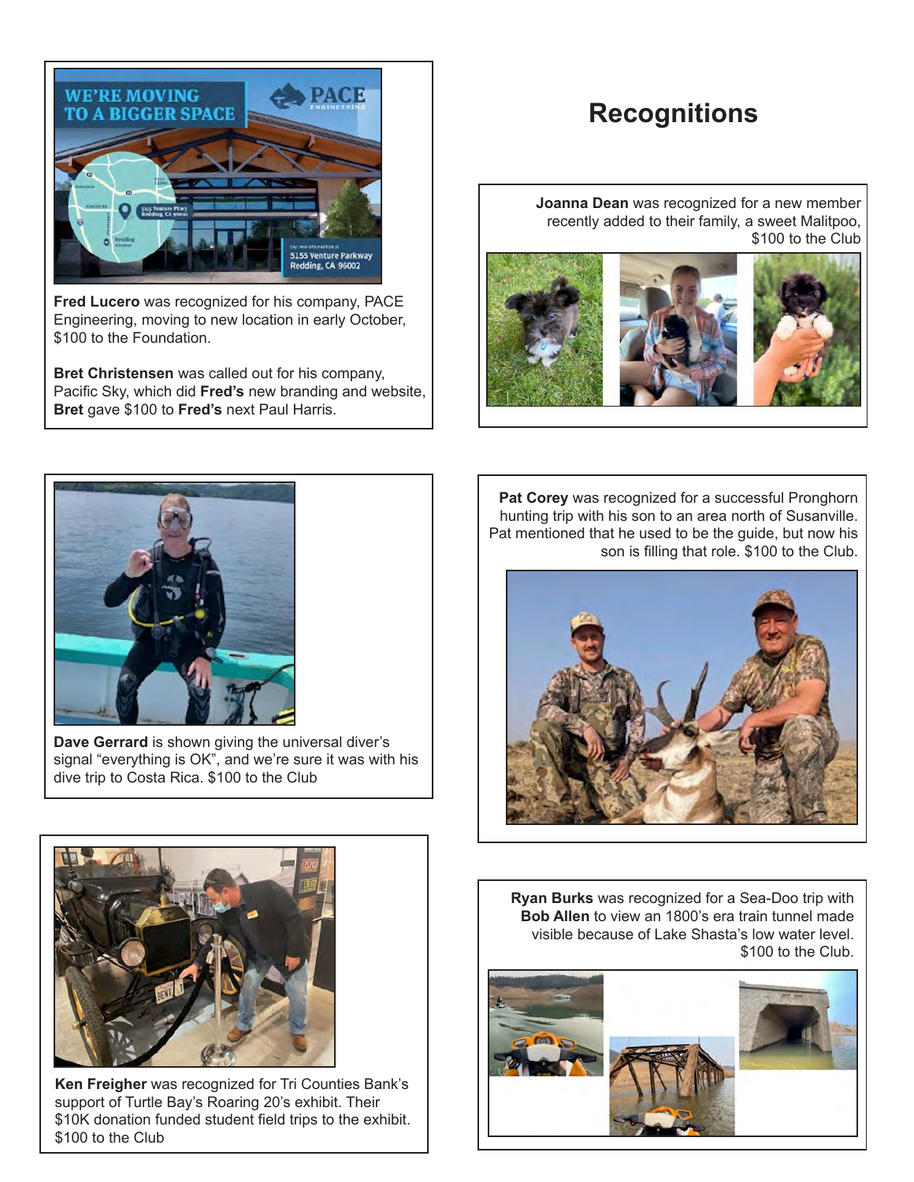# Recognitions

**Fred Lucero** was recognized for his company, PACE Engineering, moving to new location in early October, $100 to the Foundation.

**Bret Christensen** was called out for his company, Pacific Sky, which did **Fred's** new branding and website, **Bret** gave $100 to **Fred's** next Paul Harris.

**Joanna Dean** was recognized for a new member recently added to their family, a sweet Malitpoo, $100 to the Club

**Dave Gerrard** is shown giving the universal diver's signal "everything is OK", and we're sure it was with his dive trip to Costa Rica. $100 to the Club

**Pat Corey** was recognized for a successful Pronghorn hunting trip with his son to an area north of Susanville. Pat mentioned that he used to be the guide, but now his son is filling that role. $100 to the Club.

**Ken Freigher** was recognized for Tri Counties Bank's support of Turtle Bay's Roaring 20's exhibit. Their $10K donation funded student field trips to the exhibit. $100 to the Club

**Ryan Burks** was recognized for a Sea-Doo trip with **Bob Allen** to view an 1800's era train tunnel made visible because of Lake Shasta's low water level. $100 to the Club.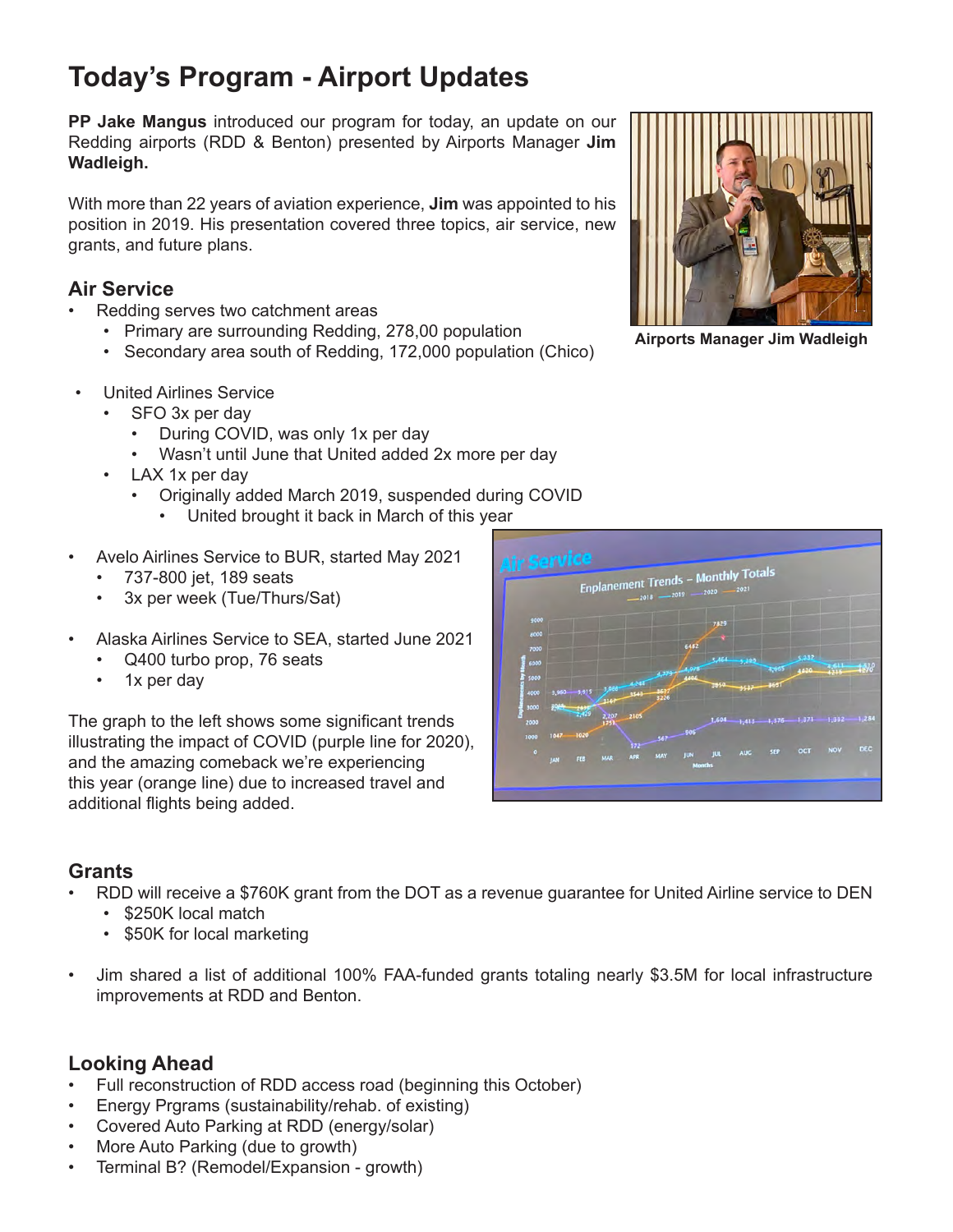# Today's Program - Airport Updates

**PP Jake Mangus** introduced our program for today, an update on our Redding airports (RDD & Benton) presented by Airports Manager **Jim Wadleigh.**

With more than 22 years of aviation experience, **Jim** was appointed to his position in 2019. His presentation covered three topics, air service, new grants, and future plans.

Airports Manager Jim Wadleigh

## Air Service

- Redding serves two catchment areas
  - Primary are surrounding Redding, 278,00 population
  - Secondary area south of Redding, 172,000 population (Chico)
- United Airlines Service
  - SFO 3x per day
    - During COVID, was only 1x per day
    - Wasn't until June that United added 2x more per day
  - LAX 1x per day
    - Originally added March 2019, suspended during COVID
      - United brought it back in March of this year
- Avelo Airlines Service to BUR, started May 2021
  - 737-800 jet, 189 seats
  - 3x per week (Tue/Thurs/Sat)
- Alaska Airlines Service to SEA, started June 2021
  - Q400 turbo prop, 76 seats
  - 1x per day

The graph to the left shows some significant trends illustrating the impact of COVID (purple line for 2020), and the amazing comeback we're experiencing this year (orange line) due to increased travel and additional flights being added.

## Grants

- RDD will receive a $760K grant from the DOT as a revenue guarantee for United Airline service to DEN
  - $250K local match
  - $50K for local marketing
- Jim shared a list of additional 100% FAA-funded grants totaling nearly $3.5M for local infrastructure improvements at RDD and Benton.

## Looking Ahead

- Full reconstruction of RDD access road (beginning this October)
- Energy Prgrams (sustainability/rehab. of existing)
- Covered Auto Parking at RDD (energy/solar)
- More Auto Parking (due to growth)
- Terminal B? (Remodel/Expansion - growth)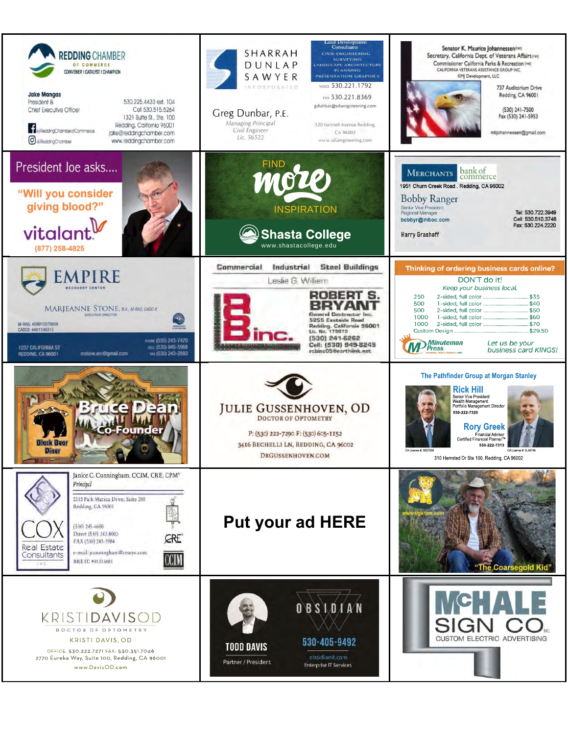**REDDING CHAMBER OF COMMERCE**
CONVENER | CATALYST | CHAMPION

**Jake Mangas**
President &
Chief Executive Officer

530.225.4433 ext. 104
Cell 530.515.5264
1321 Butte St., Ste. 100
Redding, California 96001
jake@reddingchamber.com
www.reddingchamber.com

@ReddingChamberofCommerce
@ReddingChamber

---

**SHARRAH DUNLAP SAWYER** INCORPORATED

Land Development Consultants
CIVIL ENGINEERING
SURVEYING
LANDSCAPE ARCHITECTURE
PLANNING
PRESENTATION GRAPHICS

Greg Dunbar, P.E.
Managing Principal
Civil Engineer
Lic. 56522

VOICE 530.221.1792
FAX 530.221.8369
gdunbar@sdsengineering.com

320 Hartnell Avenue Redding, CA 96002
www.sdsengineering.com

---

Senator K. Maurice Johannessen (ret)
Secretary, California Dept. of Veterans Affairs (ret)
Commissioner California Parks & Recreation (ret)
CALIFORNIA VETERANS ASSISTANCE GROUP INC.
KMJ Development, LLC

737 Auditorium Drive
Redding, CA 96001

(530) 241-7500
Fax (530) 241-5953

mbjohannessen@gmail.com

---

President Joe asks....

"Will you consider giving blood?"

vitalant
(877) 258-4825

---

FIND more INSPIRATION

**Shasta College**
www.shastacollege.edu

---

MERCHANTS bank of commerce

1951 Churn Creek Road . Redding, CA 96002

Bobby Ranger
Senior Vice President
Regional Manager
bobbyr@mboc.com

Tel: 530.722.3949
Cell: 530.510.3748
Fax: 530.224.2220

Harry Grashoff

---

**EMPIRE** RECOVERY CENTER

MARJEANNE STONE, B.A., M-RAS, CADC-II
EXECUTIVE DIRECTOR

M-RAS: #S9910070908
CADCII: #A01545315

1237 CALIFORNIA ST
REDDING, CA 96001

mstone.erc@gmail.com

PHONE (530) 243-7470
CELL (530) 945-5968
FAX (530) 243-2893

---

Commercial Industrial Steel Buildings

Leslie G. William

**ROBERT S. BRYANT**
General Contractor Inc.
5255 Eastside Road
Redding, California 96001
Lic. No. 175079
(530) 241-6262
Cell: (530) 949-8245
rsbinc05@earthlink.net

RB inc.

---

Thinking of ordering business cards online?

DON'T do it!
*Keep your business local.*

| | | |
|---|---|---|
| 250 | 2-sided, full color | $35 |
| 500 | 1-sided, full color | $40 |
| 500 | 2-sided, full color | $50 |
| 1000 | 1-sided, full color | $60 |
| 1000 | 2-sided, full color | $70 |
| Custom Design | | $29.50 |

Minuteman Press

*Let us be your business card KINGS!*

---

Bruce Dean
Co-Founder

Black Bear Diner

---

JULIE GUSSENHOVEN, OD
DOCTOR OF OPTOMETRY

P: (530) 222-7290 F: (530) 605-1152
3416 BECHELLI LN, REDDING, CA 96002
DRGUSSENHOVEN.COM

---

The Pathfinder Group at Morgan Stanley

**Rick Hill**
Senior Vice President
Wealth Management
Portfolio Management Director
530-222-7320

**Rory Greek**
Financial Advisor
Certified Financial Planner™
530-222-7313

CA License #: 0837086
CA License #: 0L49740

310 Hemsted Dr Ste 100, Redding, CA 96002

---

COX Real Estate Consultants

Janice C. Cunningham, CCIM, CRE, CPM®
*Principal*

2515 Park Marina Drive, Suite 200
Redding, CA 96001

(530) 245-4600
Direct (530) 242-8002
FAX (530) 245-5984

e-mail: jcunningham@coxrec.com
BRE ID: #01316081

---

# Put your ad HERE

---

www.tigerjoe.com

"The Coarsegold Kid"

---

KRISTIDAVISOD
DOCTOR OF OPTOMETRY

KRISTI DAVIS, OD

OFFICE: 530.222.7271 FAX: 530.351.7046
2770 Eureka Way, Suite 100, Redding, CA 96001
www.DavisOD.com

---

OBSIDIAN

TODD DAVIS
Partner / President

530-405-9492
obsidianit.com
Enterprise IT Services

---

McHALE SIGN CO. INC.
CUSTOM ELECTRIC ADVERTISING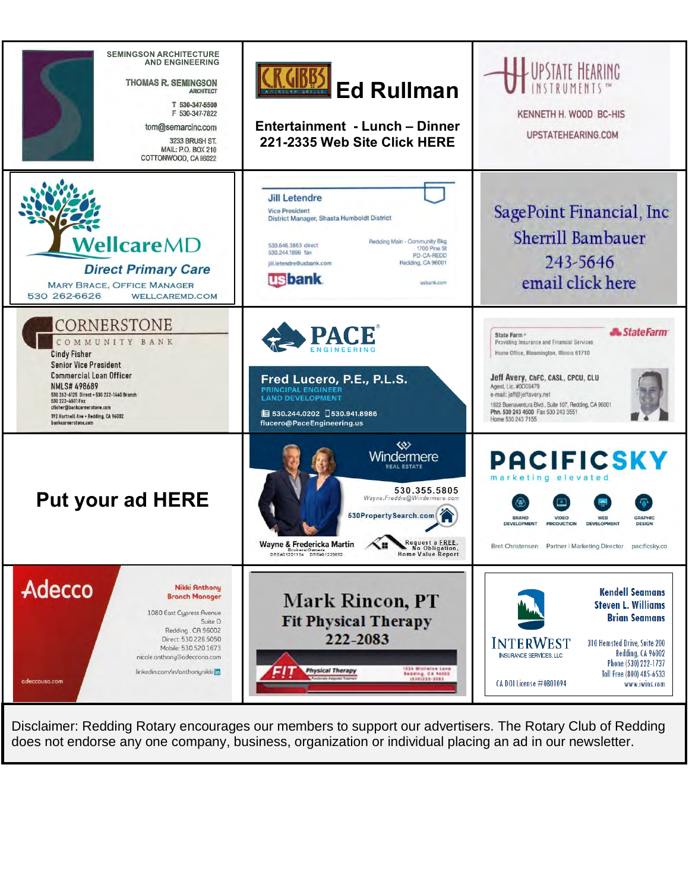SEMINGSON ARCHITECTURE AND ENGINEERING

THOMAS R. SEMINGSON
ARCHITECT

T 530-347-6500
F 530-347-7822

tom@semarcinc.com

3233 BRUSH ST.
MAIL: P.O. BOX 210
COTTONWOOD, CA 96022

---

C.R. GIBBS AMERICAN GRILLE

**Ed Rullman**

**Entertainment - Lunch – Dinner**
**221-2335 Web Site Click HERE**

---

UPSTATE HEARING INSTRUMENTS ™

KENNETH H. WOOD BC-HIS

UPSTATEHEARING.COM

---

WellcareMD

*Direct Primary Care*

MARY BRACE, OFFICE MANAGER
530 262-6626 WELLCAREMD.COM

---

Jill Letendre
Vice President
District Manager, Shasta Humboldt District

530.646.3863 direct
530.244.1896 fax
jill.letendre@usbank.com

Redding Main - Community Bkg
1700 Pine St
PD-CA-REDD
Redding, CA 96001

usbank

usbank.com

---

SagePoint Financial, Inc
Sherrill Bambauer
243-5646
email click here

---

CORNERSTONE
COMMUNITY BANK

Cindy Fisher
Senior Vice President
Commercial Loan Officer
NMLS# 498689
530 262-6125 Direct • 530 222-1460 Branch
530 222-4501 Fax
cfisher@bankcornerstone.com
192 Hartnell Ave • Redding, CA 96002
bankcornerstone.com

---

PACE® ENGINEERING

**Fred Lucero, P.E., P.L.S.**
PRINCIPAL ENGINEER
LAND DEVELOPMENT

530.244.0202 530.941.8986
flucero@PaceEngineering.us

---

State Farm®
Providing Insurance and Financial Services
Home Office, Bloomington, Illinois 61710

StateFarm

Jeff Avery, ChFC, CASL, CPCU, CLU
Agent, Lic. #0D09479
e-mail: jeff@jeffavery.net

1822 Buenaventura Blvd., Suite 107, Redding, CA 96001
Phn. 530 243 4600 Fax 530 243 3551
Home 530 243 7155

---

**Put your ad HERE**

---

Windermere
REAL ESTATE

530.355.5805
Wayne.Freddie@Windermere.com

530PropertySearch.com

Wayne & Fredericka Martin
Brokers/Owners
DRE#01221154 DRE#01229852

Request a FREE, No Obligation, Home Value Report

---

PACIFICSKY
marketing elevated

BRAND DEVELOPMENT | VIDEO PRODUCTION | WEB DEVELOPMENT | GRAPHIC DESIGN

Bret Christensen Partner | Marketing Director pacificsky.co

---

Adecco

Nikki Anthony
Branch Manager

1080 East Cypress Avenue
Suite D
Redding, CA 96002
Direct: 530.226.5050
Mobile: 530.520.1673
nicole.anthony@adeccona.com

linkedin.com/in/anthonynikki

adeccousa.com

---

Mark Rincon, PT
Fit Physical Therapy
222-2083

FIT Physical Therapy

---

INTERWEST
INSURANCE SERVICES, LLC

CA DOI License #0B01094

Kendell Seamans
Steven L. Williams
Brian Seamans

310 Hemsted Drive, Suite 200
Redding, CA 96002
Phone (530) 222-1737
Toll Free (800) 485-6533
www.iwins.com

---

Disclaimer: Redding Rotary encourages our members to support our advertisers. The Rotary Club of Redding does not endorse any one company, business, organization or individual placing an ad in our newsletter.